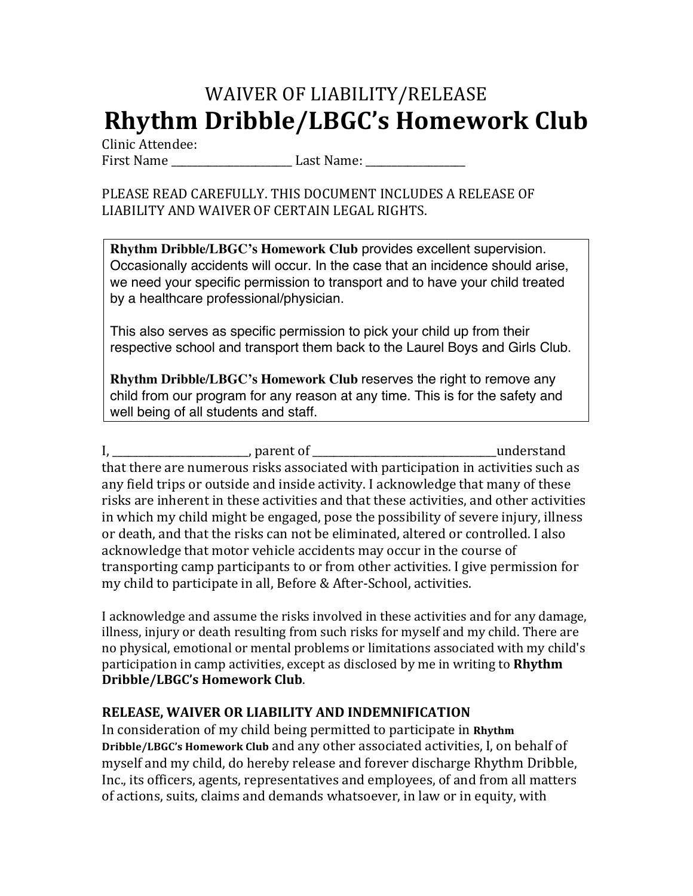# WAIVER OF LIABILITY/RELEASE

# Rhythm Dribble/LBGC's Homework Club

Clinic Attendee:
First Name ______________________ Last Name: __________________

PLEASE READ CAREFULLY. THIS DOCUMENT INCLUDES A RELEASE OF LIABILITY AND WAIVER OF CERTAIN LEGAL RIGHTS.

> **Rhythm Dribble/LBGC's Homework Club** provides excellent supervision. Occasionally accidents will occur. In the case that an incidence should arise, we need your specific permission to transport and to have your child treated by a healthcare professional/physician.
>
> This also serves as specific permission to pick your child up from their respective school and transport them back to the Laurel Boys and Girls Club.
>
> **Rhythm Dribble/LBGC's Homework Club** reserves the right to remove any child from our program for any reason at any time. This is for the safety and well being of all students and staff.

I, _________________________, parent of __________________________________understand that there are numerous risks associated with participation in activities such as any field trips or outside and inside activity. I acknowledge that many of these risks are inherent in these activities and that these activities, and other activities in which my child might be engaged, pose the possibility of severe injury, illness or death, and that the risks can not be eliminated, altered or controlled. I also acknowledge that motor vehicle accidents may occur in the course of transporting camp participants to or from other activities. I give permission for my child to participate in all, Before & After-School, activities.

I acknowledge and assume the risks involved in these activities and for any damage, illness, injury or death resulting from such risks for myself and my child. There are no physical, emotional or mental problems or limitations associated with my child's participation in camp activities, except as disclosed by me in writing to **Rhythm Dribble/LBGC's Homework Club**.

### RELEASE, WAIVER OR LIABILITY AND INDEMNIFICATION

In consideration of my child being permitted to participate in **Rhythm Dribble/LBGC's Homework Club** and any other associated activities, I, on behalf of myself and my child, do hereby release and forever discharge Rhythm Dribble, Inc., its officers, agents, representatives and employees, of and from all matters of actions, suits, claims and demands whatsoever, in law or in equity, with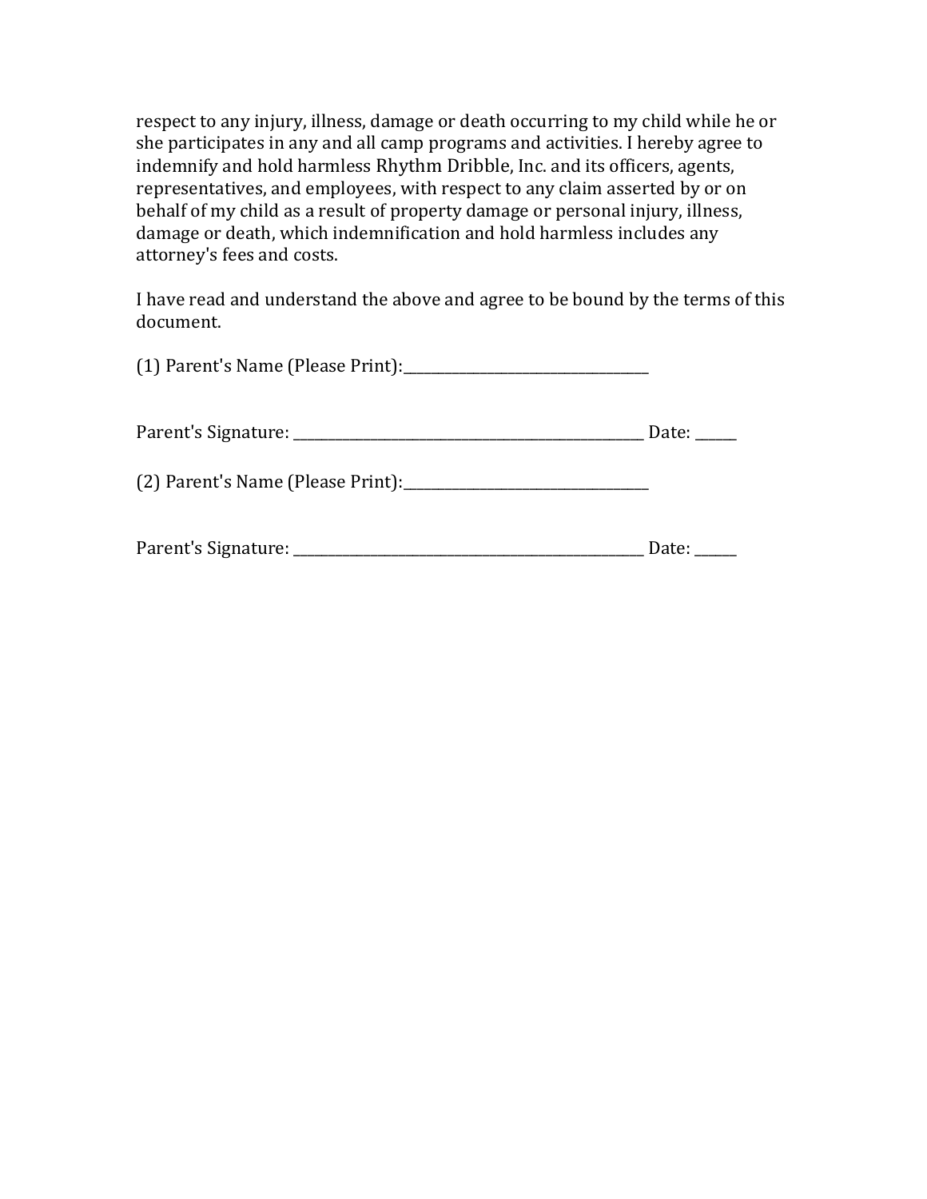respect to any injury, illness, damage or death occurring to my child while he or she participates in any and all camp programs and activities. I hereby agree to indemnify and hold harmless Rhythm Dribble, Inc. and its officers, agents, representatives, and employees, with respect to any claim asserted by or on behalf of my child as a result of property damage or personal injury, illness, damage or death, which indemnification and hold harmless includes any attorney's fees and costs.

I have read and understand the above and agree to be bound by the terms of this document.

(1) Parent's Name (Please Print):___________________________________

Parent's Signature: ___________________________________________________ Date: ______

(2) Parent's Name (Please Print):___________________________________

Parent's Signature: ___________________________________________________ Date: ______